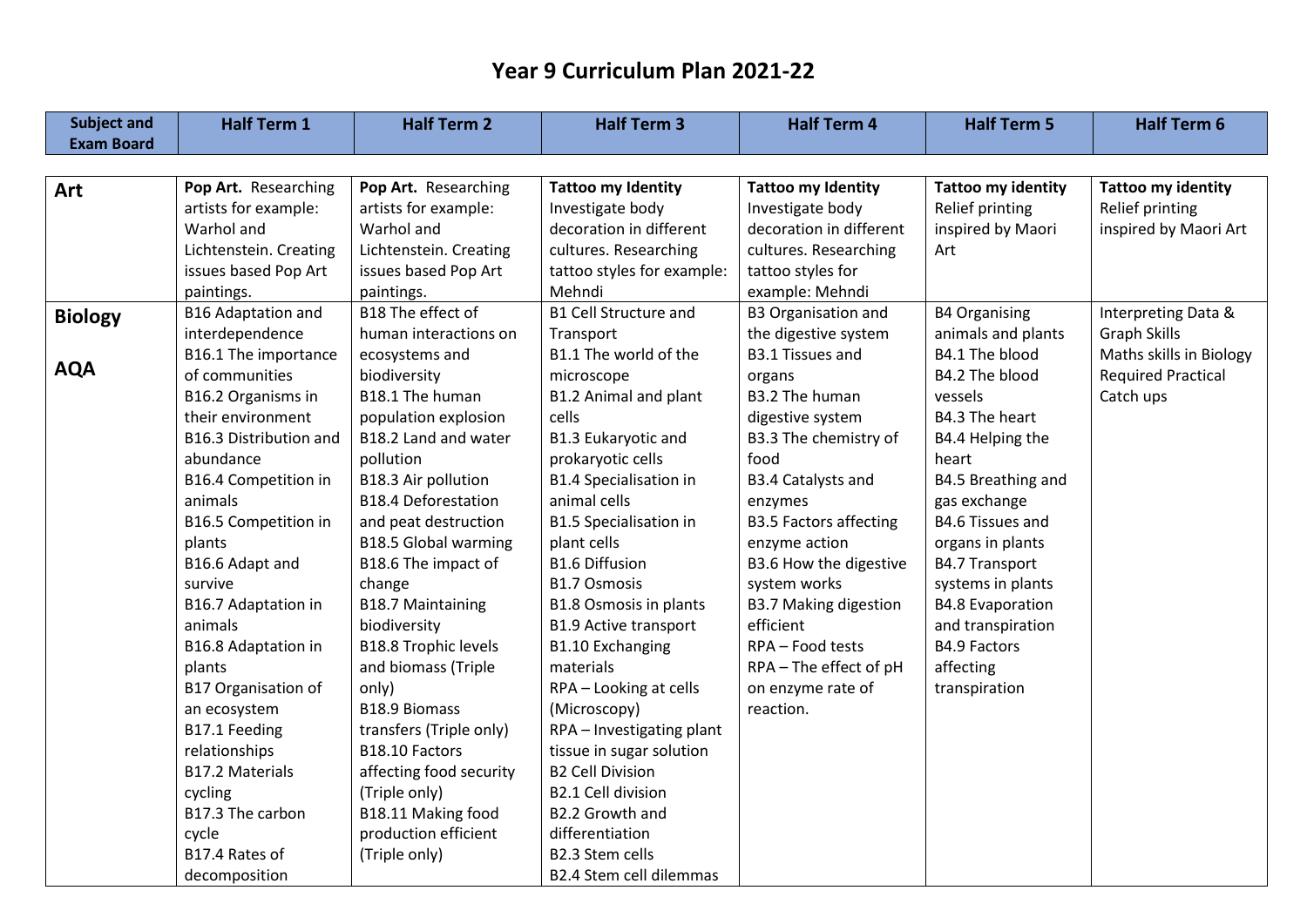# Year 9 Curriculum Plan 2021-22

| Subject and Exam Board | Half Term 1 | Half Term 2 | Half Term 3 | Half Term 4 | Half Term 5 | Half Term 6 |
|---|---|---|---|---|---|---|
| **Art** | **Pop Art.** Researching artists for example: Warhol and Lichtenstein. Creating issues based Pop Art paintings. | **Pop Art.** Researching artists for example: Warhol and Lichtenstein. Creating issues based Pop Art paintings. | **Tattoo my Identity** Investigate body decoration in different cultures. Researching tattoo styles for example: Mehndi | **Tattoo my Identity** Investigate body decoration in different cultures. Researching tattoo styles for example: Mehndi | **Tattoo my identity** Relief printing inspired by Maori Art | **Tattoo my identity** Relief printing inspired by Maori Art |
| **Biology** **AQA** | B16 Adaptation and interdependence B16.1 The importance of communities B16.2 Organisms in their environment B16.3 Distribution and abundance B16.4 Competition in animals B16.5 Competition in plants B16.6 Adapt and survive B16.7 Adaptation in animals B16.8 Adaptation in plants B17 Organisation of an ecosystem B17.1 Feeding relationships B17.2 Materials cycling B17.3 The carbon cycle B17.4 Rates of decomposition | B18 The effect of human interactions on ecosystems and biodiversity B18.1 The human population explosion B18.2 Land and water pollution B18.3 Air pollution B18.4 Deforestation and peat destruction B18.5 Global warming B18.6 The impact of change B18.7 Maintaining biodiversity B18.8 Trophic levels and biomass (Triple only) B18.9 Biomass transfers (Triple only) B18.10 Factors affecting food security (Triple only) B18.11 Making food production efficient (Triple only) | B1 Cell Structure and Transport B1.1 The world of the microscope B1.2 Animal and plant cells B1.3 Eukaryotic and prokaryotic cells B1.4 Specialisation in animal cells B1.5 Specialisation in plant cells B1.6 Diffusion B1.7 Osmosis B1.8 Osmosis in plants B1.9 Active transport B1.10 Exchanging materials RPA – Looking at cells (Microscopy) RPA – Investigating plant tissue in sugar solution B2 Cell Division B2.1 Cell division B2.2 Growth and differentiation B2.3 Stem cells B2.4 Stem cell dilemmas | B3 Organisation and the digestive system B3.1 Tissues and organs B3.2 The human digestive system B3.3 The chemistry of food B3.4 Catalysts and enzymes B3.5 Factors affecting enzyme action B3.6 How the digestive system works B3.7 Making digestion efficient RPA – Food tests RPA – The effect of pH on enzyme rate of reaction. | B4 Organising animals and plants B4.1 The blood B4.2 The blood vessels B4.3 The heart B4.4 Helping the heart B4.5 Breathing and gas exchange B4.6 Tissues and organs in plants B4.7 Transport systems in plants B4.8 Evaporation and transpiration B4.9 Factors affecting transpiration | Interpreting Data & Graph Skills Maths skills in Biology Required Practical Catch ups |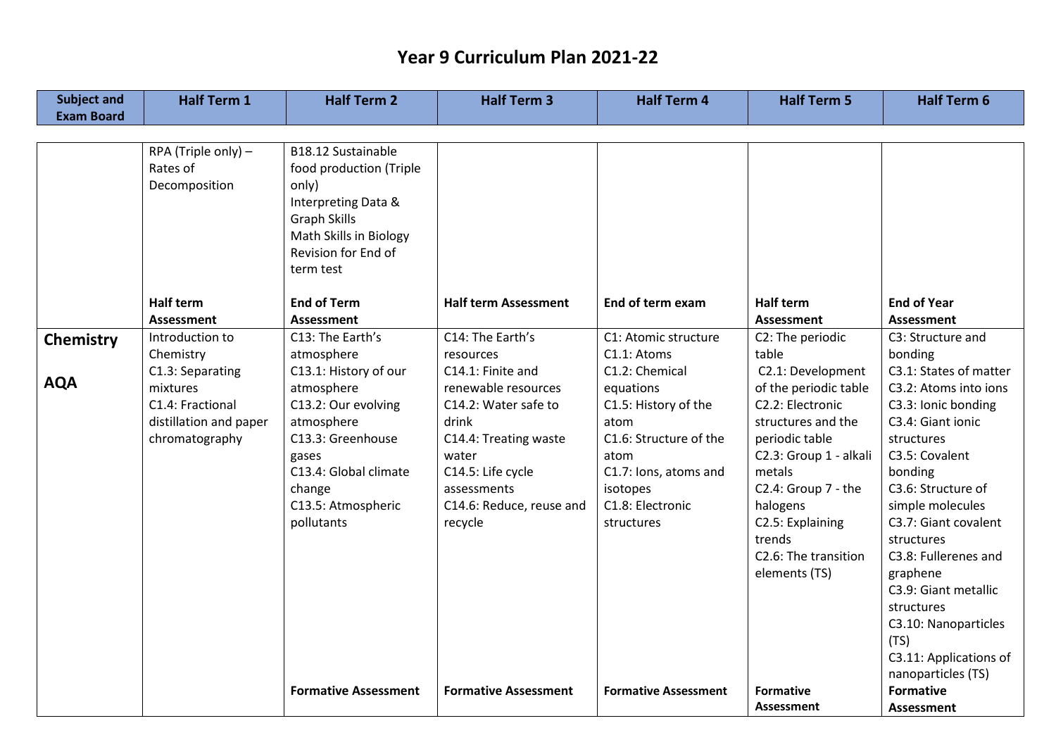# Year 9 Curriculum Plan 2021-22

| Subject and Exam Board | Half Term 1 | Half Term 2 | Half Term 3 | Half Term 4 | Half Term 5 | Half Term 6 |
|---|---|---|---|---|---|---|
| | RPA (Triple only) – Rates of Decomposition | B18.12 Sustainable food production (Triple only)<br>Interpreting Data & Graph Skills<br>Math Skills in Biology<br>Revision for End of term test | | | | |
| | **Half term Assessment** | **End of Term Assessment** | **Half term Assessment** | **End of term exam** | **Half term Assessment** | **End of Year Assessment** |
| **Chemistry**<br><br>**AQA** | Introduction to Chemistry<br>C1.3: Separating mixtures<br>C1.4: Fractional distillation and paper chromatography | C13: The Earth's atmosphere<br>C13.1: History of our atmosphere<br>C13.2: Our evolving atmosphere<br>C13.3: Greenhouse gases<br>C13.4: Global climate change<br>C13.5: Atmospheric pollutants | C14: The Earth's resources<br>C14.1: Finite and renewable resources<br>C14.2: Water safe to drink<br>C14.4: Treating waste water<br>C14.5: Life cycle assessments<br>C14.6: Reduce, reuse and recycle | C1: Atomic structure<br>C1.1: Atoms<br>C1.2: Chemical equations<br>C1.5: History of the atom<br>C1.6: Structure of the atom<br>C1.7: Ions, atoms and isotopes<br>C1.8: Electronic structures | C2: The periodic table<br>C2.1: Development of the periodic table<br>C2.2: Electronic structures and the periodic table<br>C2.3: Group 1 - alkali metals<br>C2.4: Group 7 - the halogens<br>C2.5: Explaining trends<br>C2.6: The transition elements (TS) | C3: Structure and bonding<br>C3.1: States of matter<br>C3.2: Atoms into ions<br>C3.3: Ionic bonding<br>C3.4: Giant ionic structures<br>C3.5: Covalent bonding<br>C3.6: Structure of simple molecules<br>C3.7: Giant covalent structures<br>C3.8: Fullerenes and graphene<br>C3.9: Giant metallic structures<br>C3.10: Nanoparticles (TS)<br>C3.11: Applications of nanoparticles (TS) |
| | | **Formative Assessment** | **Formative Assessment** | **Formative Assessment** | **Formative Assessment** | **Formative Assessment** |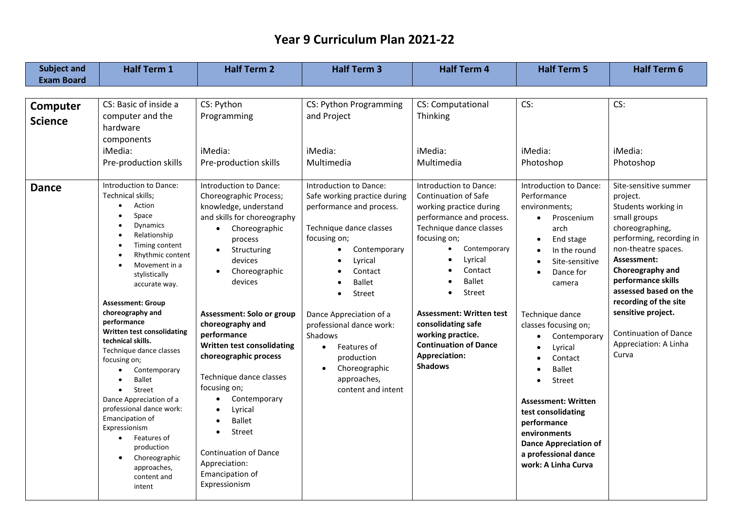# Year 9 Curriculum Plan 2021-22

| Subject and Exam Board | Half Term 1 | Half Term 2 | Half Term 3 | Half Term 4 | Half Term 5 | Half Term 6 |
|---|---|---|---|---|---|---|
| **Computer Science** | CS: Basic of inside a computer and the hardware components<br>iMedia:<br>Pre-production skills | CS: Python Programming<br><br>iMedia:<br>Pre-production skills | CS: Python Programming and Project<br><br>iMedia:<br>Multimedia | CS: Computational Thinking<br><br>iMedia:<br>Multimedia | CS:<br><br>iMedia:<br>Photoshop | CS:<br><br>iMedia:<br>Photoshop |
| **Dance** | Introduction to Dance: Technical skills;<br>• Action<br>• Space<br>• Dynamics<br>• Relationship<br>• Timing content<br>• Rhythmic content<br>• Movement in a stylistically accurate way.<br><br>**Assessment: Group choreography and performance**<br>**Written test consolidating technical skills.**<br>Technique dance classes focusing on;<br>• Contemporary<br>• Ballet<br>• Street<br>Dance Appreciation of a professional dance work: Emancipation of Expressionism<br>• Features of production<br>• Choreographic approaches, content and intent | Introduction to Dance: Choreographic Process; knowledge, understand and skills for choreography<br>• Choreographic process<br>• Structuring devices<br>• Choreographic devices<br><br>**Assessment: Solo or group choreography and performance**<br>**Written test consolidating choreographic process**<br><br>Technique dance classes focusing on;<br>• Contemporary<br>• Lyrical<br>• Ballet<br>• Street<br><br>Continuation of Dance Appreciation: Emancipation of Expressionism | Introduction to Dance: Safe working practice during performance and process.<br><br>Technique dance classes focusing on;<br>• Contemporary<br>• Lyrical<br>• Contact<br>• Ballet<br>• Street<br><br>Dance Appreciation of a professional dance work: Shadows<br>• Features of production<br>• Choreographic approaches, content and intent | Introduction to Dance: Continuation of Safe working practice during performance and process.<br>Technique dance classes focusing on;<br>• Contemporary<br>• Lyrical<br>• Contact<br>• Ballet<br>• Street<br><br>**Assessment: Written test consolidating safe working practice.**<br>**Continuation of Dance Appreciation: Shadows** | Introduction to Dance: Performance environments;<br>• Proscenium arch<br>• End stage<br>• In the round<br>• Site-sensitive<br>• Dance for camera<br><br>Technique dance classes focusing on;<br>• Contemporary<br>• Lyrical<br>• Contact<br>• Ballet<br>• Street<br><br>**Assessment: Written test consolidating performance environments**<br>**Dance Appreciation of a professional dance work: A Linha Curva** | Site-sensitive summer project.<br>Students working in small groups choreographing, performing, recording in non-theatre spaces.<br>**Assessment: Choreography and performance skills assessed based on the recording of the site sensitive project.**<br><br>Continuation of Dance Appreciation: A Linha Curva |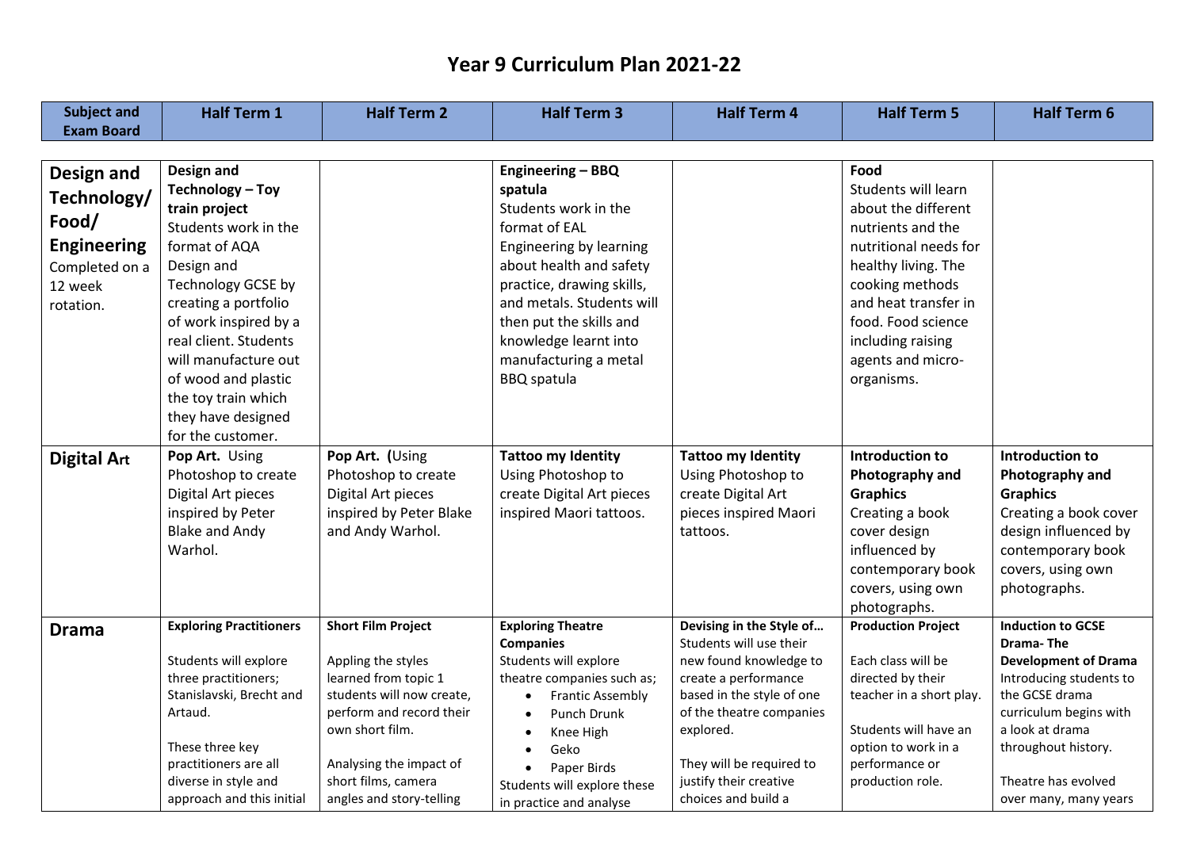# Year 9 Curriculum Plan 2021-22

| Subject and Exam Board | Half Term 1 | Half Term 2 | Half Term 3 | Half Term 4 | Half Term 5 | Half Term 6 |
|---|---|---|---|---|---|---|
| **Design and Technology/ Food/ Engineering** Completed on a 12 week rotation. | **Design and Technology – Toy train project** Students work in the format of AQA Design and Technology GCSE by creating a portfolio of work inspired by a real client. Students will manufacture out of wood and plastic the toy train which they have designed for the customer. | | **Engineering – BBQ spatula** Students work in the format of EAL Engineering by learning about health and safety practice, drawing skills, and metals. Students will then put the skills and knowledge learnt into manufacturing a metal BBQ spatula | | **Food** Students will learn about the different nutrients and the nutritional needs for healthy living. The cooking methods and heat transfer in food. Food science including raising agents and micro-organisms. | |
| **Digital Art** | **Pop Art.** Using Photoshop to create Digital Art pieces inspired by Peter Blake and Andy Warhol. | **Pop Art. (**Using Photoshop to create Digital Art pieces inspired by Peter Blake and Andy Warhol. | **Tattoo my Identity** Using Photoshop to create Digital Art pieces inspired Maori tattoos. | **Tattoo my Identity** Using Photoshop to create Digital Art pieces inspired Maori tattoos. | **Introduction to Photography and Graphics** Creating a book cover design influenced by contemporary book covers, using own photographs. | **Introduction to Photography and Graphics** Creating a book cover design influenced by contemporary book covers, using own photographs. |
| **Drama** | **Exploring Practitioners** Students will explore three practitioners; Stanislavski, Brecht and Artaud. These three key practitioners are all diverse in style and approach and this initial | **Short Film Project** Appling the styles learned from topic 1 students will now create, perform and record their own short film. Analysing the impact of short films, camera angles and story-telling | **Exploring Theatre Companies** Students will explore theatre companies such as; <br>• Frantic Assembly <br>• Punch Drunk <br>• Knee High <br>• Geko <br>• Paper Birds <br>Students will explore these in practice and analyse | **Devising in the Style of…** Students will use their new found knowledge to create a performance based in the style of one of the theatre companies explored. They will be required to justify their creative choices and build a | **Production Project** Each class will be directed by their teacher in a short play. Students will have an option to work in a performance or production role. | **Induction to GCSE Drama- The Development of Drama** Introducing students to the GCSE drama curriculum begins with a look at drama throughout history. Theatre has evolved over many, many years |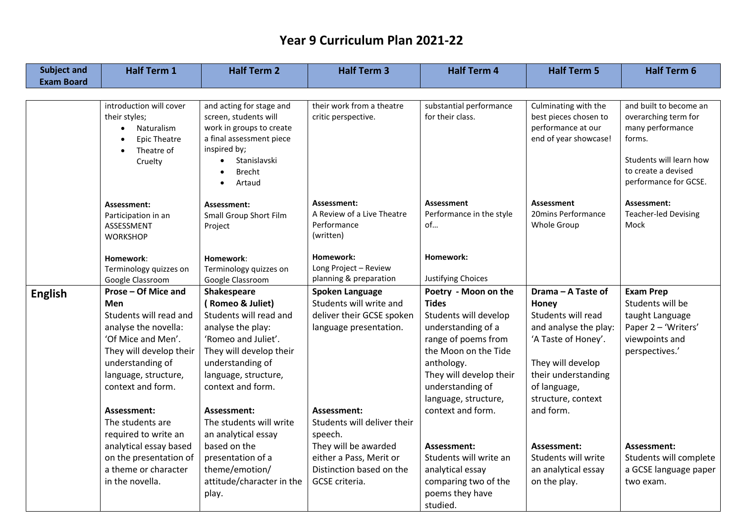# Year 9 Curriculum Plan 2021-22

| Subject and Exam Board | Half Term 1 | Half Term 2 | Half Term 3 | Half Term 4 | Half Term 5 | Half Term 6 |
| --- | --- | --- | --- | --- | --- | --- |
| | introduction will cover their styles;<br>• Naturalism<br>• Epic Theatre<br>• Theatre of Cruelty<br><br>**Assessment:**<br>Participation in an ASSESSMENT WORKSHOP<br><br>**Homework**:<br>Terminology quizzes on Google Classroom | and acting for stage and screen, students will work in groups to create a final assessment piece inspired by;<br>• Stanislavski<br>• Brecht<br>• Artaud<br><br>**Assessment:**<br>Small Group Short Film Project<br><br>**Homework**:<br>Terminology quizzes on Google Classroom | their work from a theatre critic perspective.<br><br>**Assessment:**<br>A Review of a Live Theatre Performance (written)<br><br>**Homework:**<br>Long Project – Review planning & preparation | substantial performance for their class.<br><br>**Assessment**<br>Performance in the style of…<br><br>**Homework:**<br><br>Justifying Choices | Culminating with the best pieces chosen to performance at our end of year showcase!<br><br>**Assessment**<br>20mins Performance Whole Group | and built to become an overarching term for many performance forms.<br><br>Students will learn how to create a devised performance for GCSE.<br><br>**Assessment:**<br>Teacher-led Devising Mock |
| **English** | **Prose – Of Mice and Men**<br>Students will read and analyse the novella: 'Of Mice and Men'. They will develop their understanding of language, structure, context and form.<br><br>**Assessment:**<br>The students are required to write an analytical essay based on the presentation of a theme or character in the novella. | **Shakespeare ( Romeo & Juliet)**<br>Students will read and analyse the play: 'Romeo and Juliet'. They will develop their understanding of language, structure, context and form.<br><br>**Assessment:**<br>The students will write an analytical essay based on the presentation of a theme/emotion/ attitude/character in the play. | **Spoken Language**<br>Students will write and deliver their GCSE spoken language presentation.<br><br>**Assessment:**<br>Students will deliver their speech.<br>They will be awarded either a Pass, Merit or Distinction based on the GCSE criteria. | **Poetry - Moon on the Tides**<br>Students will develop understanding of a range of poems from the Moon on the Tide anthology.<br>They will develop their understanding of language, structure, context and form.<br><br>**Assessment:**<br>Students will write an analytical essay comparing two of the poems they have studied. | **Drama – A Taste of Honey**<br>Students will read and analyse the play: 'A Taste of Honey'.<br><br>They will develop their understanding of language, structure, context and form.<br><br>**Assessment:**<br>Students will write an analytical essay on the play. | **Exam Prep**<br>Students will be taught Language Paper 2 – 'Writers' viewpoints and perspectives.'<br><br>**Assessment:**<br>Students will complete a GCSE language paper two exam. |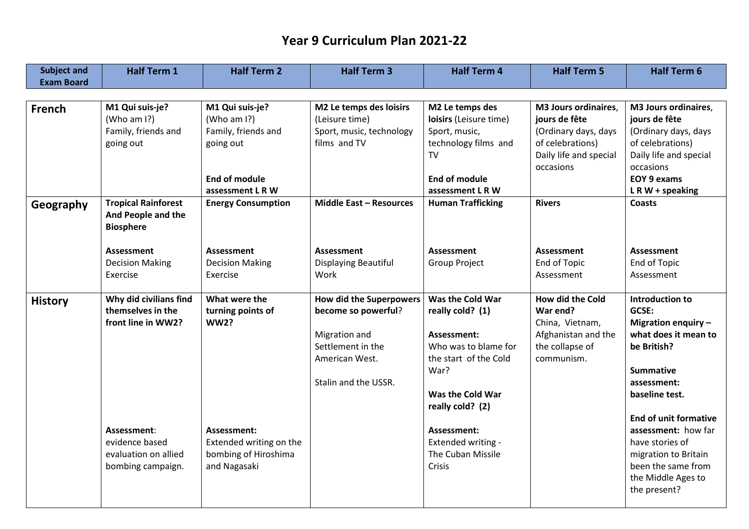# Year 9 Curriculum Plan 2021-22

| Subject and Exam Board | Half Term 1 | Half Term 2 | Half Term 3 | Half Term 4 | Half Term 5 | Half Term 6 |
|---|---|---|---|---|---|---|
| **French** | **M1 Qui suis-je?** (Who am I?) Family, friends and going out | **M1 Qui suis-je?** (Who am I?) Family, friends and going out<br><br>**End of module assessment L R W** | **M2 Le temps des loisirs** (Leisure time) Sport, music, technology films and TV | **M2 Le temps des loisirs** (Leisure time) Sport, music, technology films and TV<br><br>**End of module assessment L R W** | **M3 Jours ordinaires, jours de fête** (Ordinary days, days of celebrations) Daily life and special occasions | **M3 Jours ordinaires, jours de fête** (Ordinary days, days of celebrations) Daily life and special occasions<br>**EOY 9 exams L R W + speaking** |
| **Geography** | **Tropical Rainforest And People and the Biosphere**<br><br>**Assessment** Decision Making Exercise | **Energy Consumption**<br><br>**Assessment** Decision Making Exercise | **Middle East – Resources**<br><br>**Assessment** Displaying Beautiful Work | **Human Trafficking**<br><br>**Assessment** Group Project | **Rivers**<br><br>**Assessment** End of Topic Assessment | **Coasts**<br><br>**Assessment** End of Topic Assessment |
| **History** | **Why did civilians find themselves in the front line in WW2?**<br><br>**Assessment**: evidence based evaluation on allied bombing campaign. | **What were the turning points of WW2?**<br><br>**Assessment:** Extended writing on the bombing of Hiroshima and Nagasaki | **How did the Superpowers become so powerful**?<br><br>Migration and Settlement in the American West.<br><br>Stalin and the USSR. | **Was the Cold War really cold? (1)**<br><br>**Assessment:** Who was to blame for the start of the Cold War?<br><br>**Was the Cold War really cold? (2)**<br><br>**Assessment:** Extended writing - The Cuban Missile Crisis | **How did the Cold War end?** China, Vietnam, Afghanistan and the the collapse of communism. | **Introduction to GCSE: Migration enquiry – what does it mean to be British?**<br><br>**Summative assessment: baseline test.**<br><br>**End of unit formative assessment:** how far have stories of migration to Britain been the same from the Middle Ages to the present? |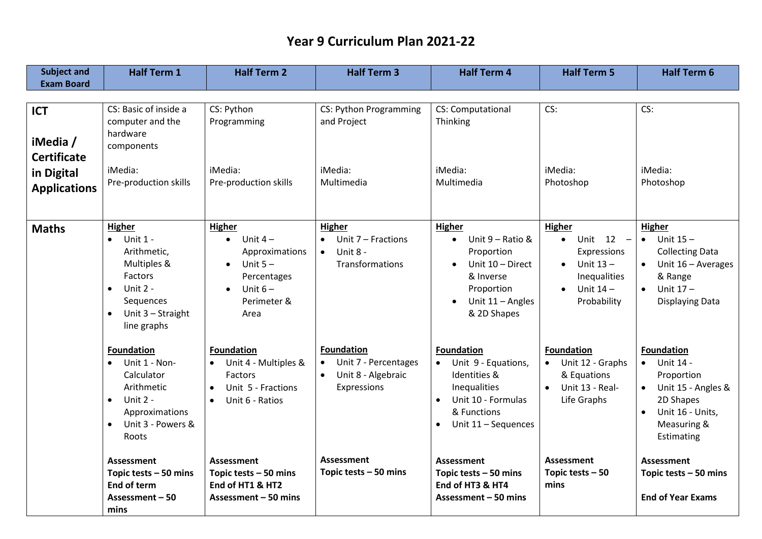# Year 9 Curriculum Plan 2021-22

| Subject and Exam Board | Half Term 1 | Half Term 2 | Half Term 3 | Half Term 4 | Half Term 5 | Half Term 6 |
|---|---|---|---|---|---|---|
| **ICT**<br><br>**iMedia / Certificate in Digital Applications** | CS: Basic of inside a computer and the hardware components<br><br>iMedia:<br>Pre-production skills | CS: Python Programming<br><br>iMedia:<br>Pre-production skills | CS: Python Programming and Project<br><br>iMedia:<br>Multimedia | CS: Computational Thinking<br><br>iMedia:<br>Multimedia | CS:<br><br>iMedia:<br>Photoshop | CS:<br><br>iMedia:<br>Photoshop |
| **Maths** | **Higher**<br>• Unit 1 - Arithmetic, Multiples & Factors<br>• Unit 2 - Sequences<br>• Unit 3 – Straight line graphs<br><br>**Foundation**<br>• Unit 1 - Non-Calculator Arithmetic<br>• Unit 2 - Approximations<br>• Unit 3 - Powers & Roots<br><br>**Assessment**<br>**Topic tests – 50 mins**<br>**End of term Assessment – 50 mins** | **Higher**<br>• Unit 4 – Approximations<br>• Unit 5 – Percentages<br>• Unit 6 – Perimeter & Area<br><br>**Foundation**<br>• Unit 4 - Multiples & Factors<br>• Unit 5 - Fractions<br>• Unit 6 - Ratios<br><br>**Assessment**<br>**Topic tests – 50 mins**<br>**End of HT1 & HT2 Assessment – 50 mins** | **Higher**<br>• Unit 7 – Fractions<br>• Unit 8 - Transformations<br><br>**Foundation**<br>• Unit 7 - Percentages<br>• Unit 8 - Algebraic Expressions<br><br>**Assessment**<br>**Topic tests – 50 mins** | **Higher**<br>• Unit 9 – Ratio & Proportion<br>• Unit 10 – Direct & Inverse Proportion<br>• Unit 11 – Angles & 2D Shapes<br><br>**Foundation**<br>• Unit 9 - Equations, Identities & Inequalities<br>• Unit 10 - Formulas & Functions<br>• Unit 11 – Sequences<br><br>**Assessment**<br>**Topic tests – 50 mins**<br>**End of HT3 & HT4 Assessment – 50 mins** | **Higher**<br>• Unit 12 – Expressions<br>• Unit 13 – Inequalities<br>• Unit 14 – Probability<br><br>**Foundation**<br>• Unit 12 - Graphs & Equations<br>• Unit 13 - Real-Life Graphs<br><br>**Assessment**<br>**Topic tests – 50 mins** | **Higher**<br>• Unit 15 – Collecting Data<br>• Unit 16 – Averages & Range<br>• Unit 17 – Displaying Data<br><br>**Foundation**<br>• Unit 14 - Proportion<br>• Unit 15 - Angles & 2D Shapes<br>• Unit 16 - Units, Measuring & Estimating<br><br>**Assessment**<br>**Topic tests – 50 mins**<br><br>**End of Year Exams** |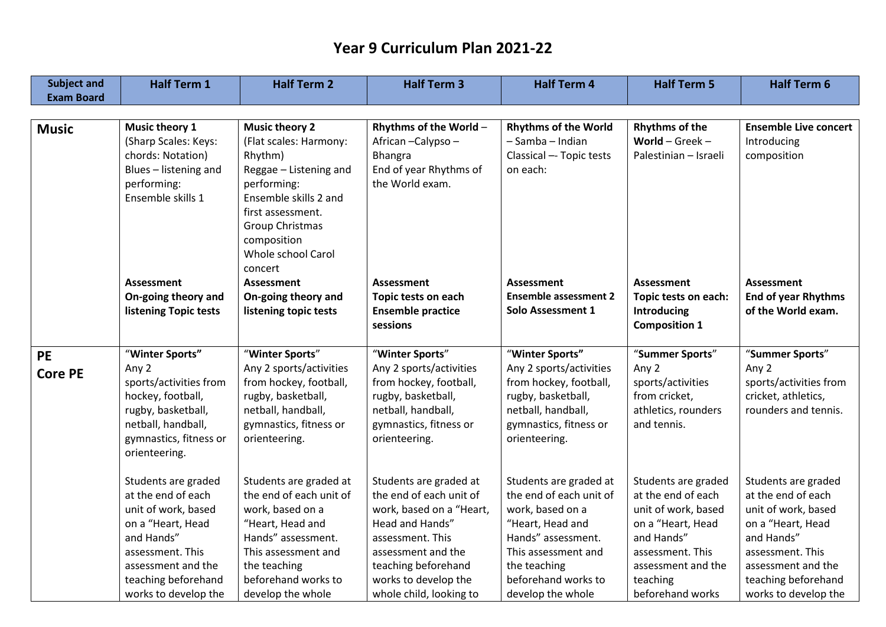# Year 9 Curriculum Plan 2021-22

| Subject and Exam Board | Half Term 1 | Half Term 2 | Half Term 3 | Half Term 4 | Half Term 5 | Half Term 6 |
|---|---|---|---|---|---|---|
| **Music** | **Music theory 1** (Sharp Scales: Keys: chords: Notation) Blues – listening and performing: Ensemble skills 1<br><br>**Assessment On-going theory and listening Topic tests** | **Music theory 2** (Flat scales: Harmony: Rhythm) Reggae – Listening and performing: Ensemble skills 2 and first assessment. Group Christmas composition Whole school Carol concert<br><br>**Assessment On-going theory and listening topic tests** | **Rhythms of the World** – African –Calypso – Bhangra End of year Rhythms of the World exam.<br><br>**Assessment Topic tests on each Ensemble practice sessions** | **Rhythms of the World** – Samba – Indian Classical –- Topic tests on each:<br><br>**Assessment Ensemble assessment 2 Solo Assessment 1** | **Rhythms of the World** – Greek – Palestinian – Israeli<br><br>**Assessment Topic tests on each: Introducing Composition 1** | **Ensemble Live concert** Introducing composition<br><br>**Assessment End of year Rhythms of the World exam.** |
| **PE Core PE** | "**Winter Sports"** Any 2 sports/activities from hockey, football, rugby, basketball, netball, handball, gymnastics, fitness or orienteering.<br><br>Students are graded at the end of each unit of work, based on a "Heart, Head and Hands" assessment. This assessment and the teaching beforehand works to develop the | "**Winter Sports**" Any 2 sports/activities from hockey, football, rugby, basketball, netball, handball, gymnastics, fitness or orienteering.<br><br>Students are graded at the end of each unit of work, based on a "Heart, Head and Hands" assessment. This assessment and the teaching beforehand works to develop the whole | "**Winter Sports**" Any 2 sports/activities from hockey, football, rugby, basketball, netball, handball, gymnastics, fitness or orienteering.<br><br>Students are graded at the end of each unit of work, based on a "Heart, Head and Hands" assessment. This assessment and the teaching beforehand works to develop the whole child, looking to | "**Winter Sports"** Any 2 sports/activities from hockey, football, rugby, basketball, netball, handball, gymnastics, fitness or orienteering.<br><br>Students are graded at the end of each unit of work, based on a "Heart, Head and Hands" assessment. This assessment and the teaching beforehand works to develop the whole | "**Summer Sports**" Any 2 sports/activities from cricket, athletics, rounders and tennis.<br><br>Students are graded at the end of each unit of work, based on a "Heart, Head and Hands" assessment. This assessment and the teaching beforehand works | "**Summer Sports**" Any 2 sports/activities from cricket, athletics, rounders and tennis.<br><br>Students are graded at the end of each unit of work, based on a "Heart, Head and Hands" assessment. This assessment and the teaching beforehand works to develop the |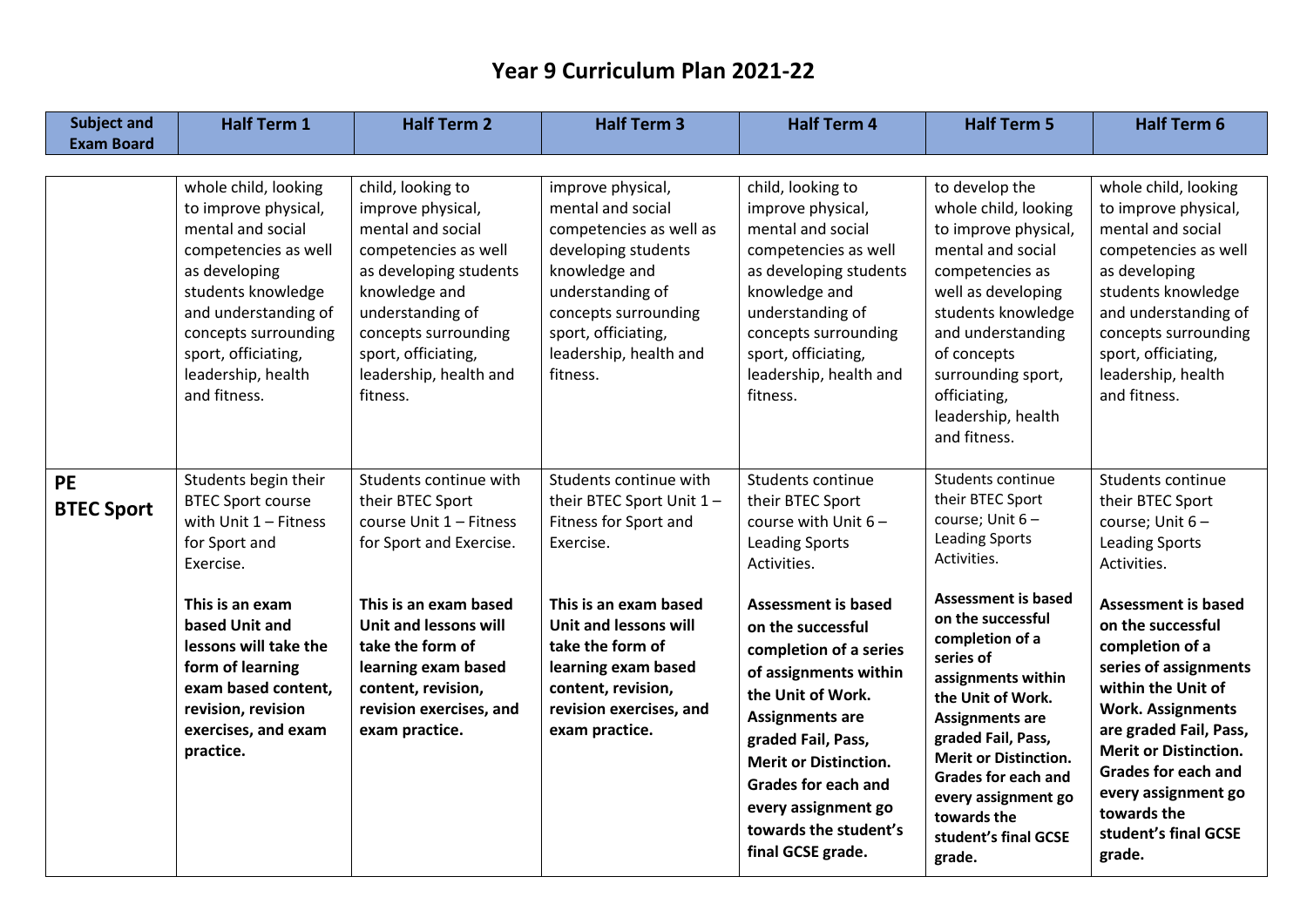# Year 9 Curriculum Plan 2021-22

| Subject and Exam Board | Half Term 1 | Half Term 2 | Half Term 3 | Half Term 4 | Half Term 5 | Half Term 6 |
|---|---|---|---|---|---|---|
| | whole child, looking to improve physical, mental and social competencies as well as developing students knowledge and understanding of concepts surrounding sport, officiating, leadership, health and fitness. | child, looking to improve physical, mental and social competencies as well as developing students knowledge and understanding of concepts surrounding sport, officiating, leadership, health and fitness. | improve physical, mental and social competencies as well as developing students knowledge and understanding of concepts surrounding sport, officiating, leadership, health and fitness. | child, looking to improve physical, mental and social competencies as well as developing students knowledge and understanding of concepts surrounding sport, officiating, leadership, health and fitness. | to develop the whole child, looking to improve physical, mental and social competencies as well as developing students knowledge and understanding of concepts surrounding sport, officiating, leadership, health and fitness. | whole child, looking to improve physical, mental and social competencies as well as developing students knowledge and understanding of concepts surrounding sport, officiating, leadership, health and fitness. |
| **PE BTEC Sport** | Students begin their BTEC Sport course with Unit 1 – Fitness for Sport and Exercise.<br><br>**This is an exam based Unit and lessons will take the form of learning exam based content, revision, revision exercises, and exam practice.** | Students continue with their BTEC Sport course Unit 1 – Fitness for Sport and Exercise.<br><br>**This is an exam based Unit and lessons will take the form of learning exam based content, revision, revision exercises, and exam practice.** | Students continue with their BTEC Sport Unit 1 – Fitness for Sport and Exercise.<br><br>**This is an exam based Unit and lessons will take the form of learning exam based content, revision, revision exercises, and exam practice.** | Students continue their BTEC Sport course with Unit 6 – Leading Sports Activities.<br><br>**Assessment is based on the successful completion of a series of assignments within the Unit of Work. Assignments are graded Fail, Pass, Merit or Distinction. Grades for each and every assignment go towards the student's final GCSE grade.** | Students continue their BTEC Sport course; Unit 6 – Leading Sports Activities.<br><br>**Assessment is based on the successful completion of a series of assignments within the Unit of Work. Assignments are graded Fail, Pass, Merit or Distinction. Grades for each and every assignment go towards the student's final GCSE grade.** | Students continue their BTEC Sport course; Unit 6 – Leading Sports Activities.<br><br>**Assessment is based on the successful completion of a series of assignments within the Unit of Work. Assignments are graded Fail, Pass, Merit or Distinction. Grades for each and every assignment go towards the student's final GCSE grade.** |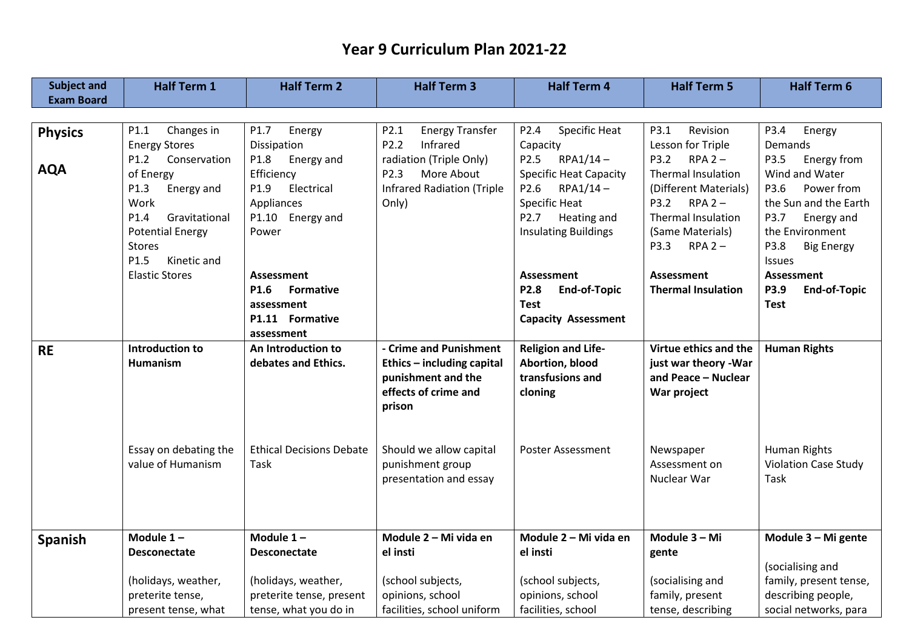# Year 9 Curriculum Plan 2021-22

| Subject and Exam Board | Half Term 1 | Half Term 2 | Half Term 3 | Half Term 4 | Half Term 5 | Half Term 6 |
|---|---|---|---|---|---|---|
| **Physics**<br><br>**AQA** | P1.1 Changes in Energy Stores<br>P1.2 Conservation of Energy<br>P1.3 Energy and Work<br>P1.4 Gravitational Potential Energy Stores<br>P1.5 Kinetic and Elastic Stores | P1.7 Energy Dissipation<br>P1.8 Energy and Efficiency<br>P1.9 Electrical Appliances<br>P1.10 Energy and Power<br><br>**Assessment**<br>**P1.6 Formative assessment**<br>**P1.11 Formative assessment** | P2.1 Energy Transfer<br>P2.2 Infrared radiation (Triple Only)<br>P2.3 More About Infrared Radiation (Triple Only) | P2.4 Specific Heat Capacity<br>P2.5 RPA1/14 – Specific Heat Capacity<br>P2.6 RPA1/14 – Specific Heat<br>P2.7 Heating and Insulating Buildings<br><br>**Assessment**<br>**P2.8 End-of-Topic Test**<br>**Capacity Assessment** | P3.1 Revision Lesson for Triple<br>P3.2 RPA 2 – Thermal Insulation (Different Materials)<br>P3.2 RPA 2 – Thermal Insulation (Same Materials)<br>P3.3 RPA 2 –<br><br>**Assessment**<br>**Thermal Insulation** | P3.4 Energy Demands<br>P3.5 Energy from Wind and Water<br>P3.6 Power from the Sun and the Earth<br>P3.7 Energy and the Environment<br>P3.8 Big Energy Issues<br>**Assessment**<br>**P3.9 End-of-Topic Test** |
| **RE** | **Introduction to Humanism**<br><br>Essay on debating the value of Humanism | **An Introduction to debates and Ethics.**<br><br>Ethical Decisions Debate Task | **- Crime and Punishment Ethics – including capital punishment and the effects of crime and prison**<br><br>Should we allow capital punishment group presentation and essay | **Religion and Life- Abortion, blood transfusions and cloning**<br><br>Poster Assessment | **Virtue ethics and the just war theory -War and Peace – Nuclear War project**<br><br>Newspaper Assessment on Nuclear War | **Human Rights**<br><br>Human Rights Violation Case Study Task |
| **Spanish** | **Module 1 – Desconectate**<br><br>(holidays, weather, preterite tense, present tense, what | **Module 1 – Desconectate**<br><br>(holidays, weather, preterite tense, present tense, what you do in | **Module 2 – Mi vida en el insti**<br><br>(school subjects, opinions, school facilities, school uniform | **Module 2 – Mi vida en el insti**<br><br>(school subjects, opinions, school facilities, school | **Module 3 – Mi gente**<br><br>(socialising and family, present tense, describing | **Module 3 – Mi gente**<br><br>(socialising and family, present tense, describing people, social networks, para |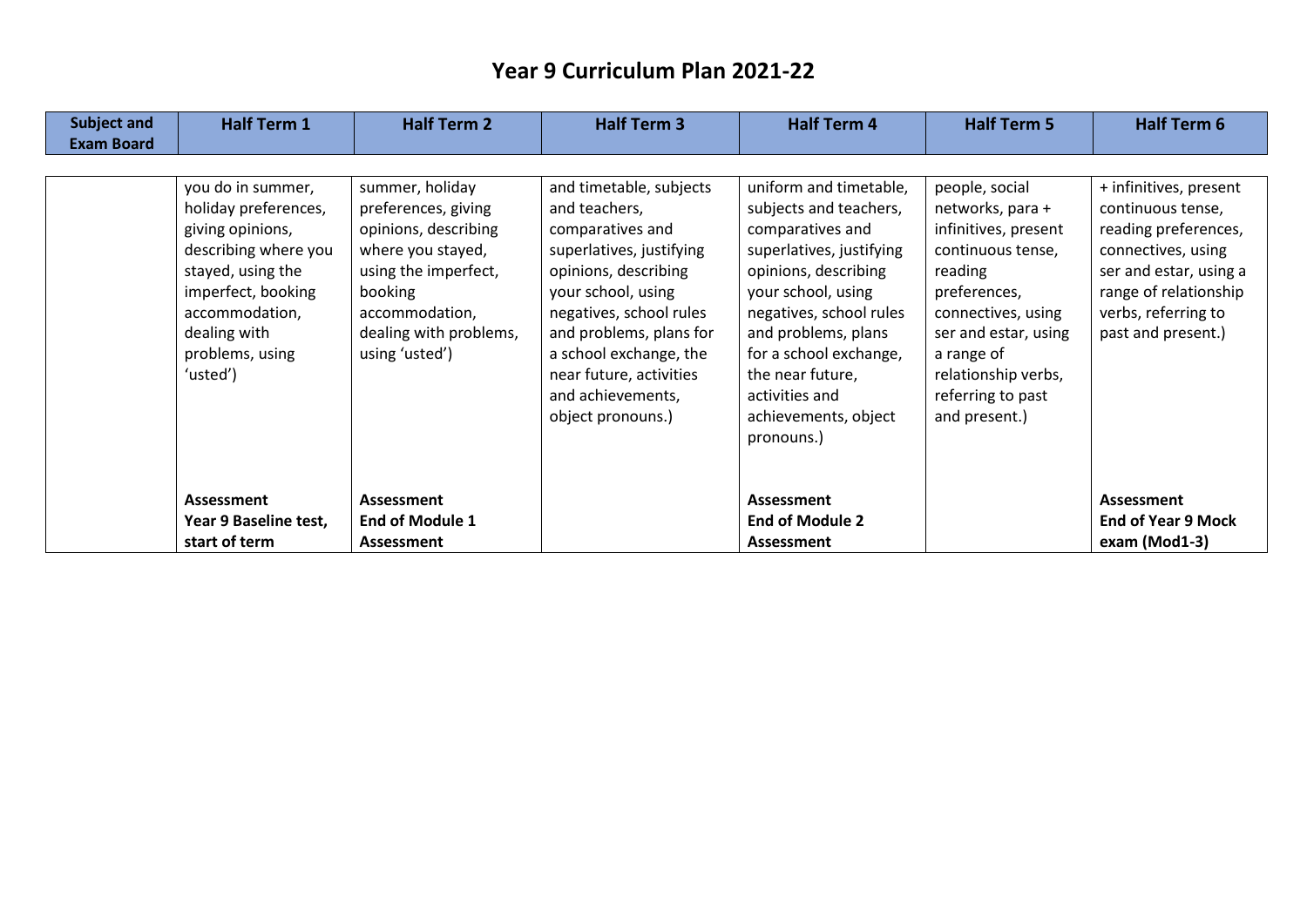# Year 9 Curriculum Plan 2021-22

| Subject and Exam Board | Half Term 1 | Half Term 2 | Half Term 3 | Half Term 4 | Half Term 5 | Half Term 6 |
|---|---|---|---|---|---|---|
| | you do in summer, holiday preferences, giving opinions, describing where you stayed, using the imperfect, booking accommodation, dealing with problems, using 'usted')<br><br>**Assessment**<br>**Year 9 Baseline test, start of term** | summer, holiday preferences, giving opinions, describing where you stayed, using the imperfect, booking accommodation, dealing with problems, using 'usted')<br><br>**Assessment**<br>**End of Module 1 Assessment** | and timetable, subjects and teachers, comparatives and superlatives, justifying opinions, describing your school, using negatives, school rules and problems, plans for a school exchange, the near future, activities and achievements, object pronouns.) | uniform and timetable, subjects and teachers, comparatives and superlatives, justifying opinions, describing your school, using negatives, school rules and problems, plans for a school exchange, the near future, activities and achievements, object pronouns.)<br><br>**Assessment**<br>**End of Module 2 Assessment** | people, social networks, para + infinitives, present continuous tense, reading preferences, connectives, using ser and estar, using a range of relationship verbs, referring to past and present.) | + infinitives, present continuous tense, reading preferences, connectives, using ser and estar, using a range of relationship verbs, referring to past and present.)<br><br>**Assessment**<br>**End of Year 9 Mock exam (Mod1-3)** |